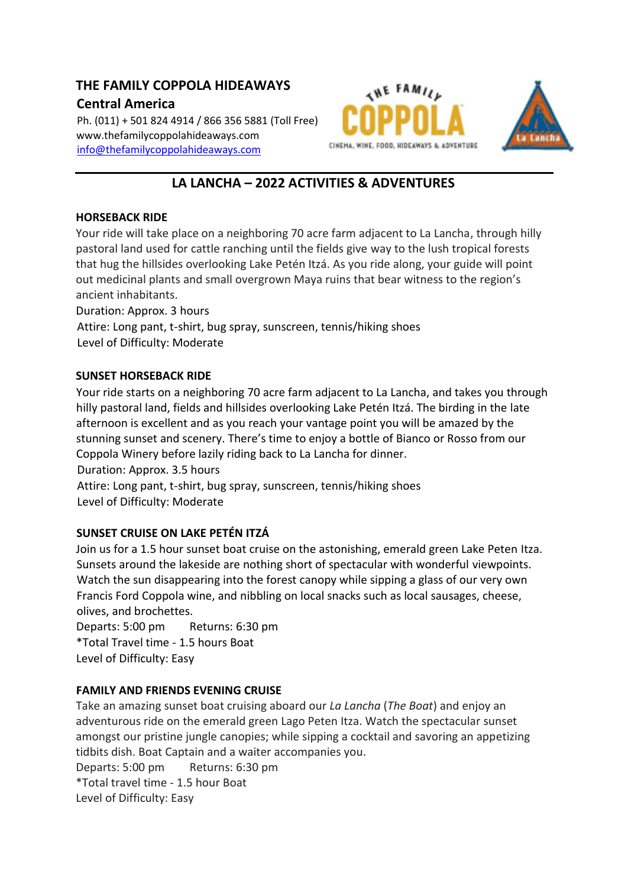# THE FAMILY COPPOLA HIDEAWAYS

## Central America

Ph. (011) + 501 824 4914 / 866 356 5881 (Toll Free)
www.thefamilycoppolahideaways.com
info@thefamilycoppolahideaways.com

THE FAMILY COPPOLA
CINEMA, WINE, FOOD, HIDEAWAYS & ADVENTURE

La Lancha

---

## LA LANCHA – 2022 ACTIVITIES & ADVENTURES

### HORSEBACK RIDE

Your ride will take place on a neighboring 70 acre farm adjacent to La Lancha, through hilly pastoral land used for cattle ranching until the fields give way to the lush tropical forests that hug the hillsides overlooking Lake Petén Itzá. As you ride along, your guide will point out medicinal plants and small overgrown Maya ruins that bear witness to the region's ancient inhabitants.

Duration: Approx. 3 hours
Attire: Long pant, t-shirt, bug spray, sunscreen, tennis/hiking shoes
Level of Difficulty: Moderate

### SUNSET HORSEBACK RIDE

Your ride starts on a neighboring 70 acre farm adjacent to La Lancha, and takes you through hilly pastoral land, fields and hillsides overlooking Lake Petén Itzá. The birding in the late afternoon is excellent and as you reach your vantage point you will be amazed by the stunning sunset and scenery. There's time to enjoy a bottle of Bianco or Rosso from our Coppola Winery before lazily riding back to La Lancha for dinner.

Duration: Approx. 3.5 hours
Attire: Long pant, t-shirt, bug spray, sunscreen, tennis/hiking shoes
Level of Difficulty: Moderate

### SUNSET CRUISE ON LAKE PETÉN ITZÁ

Join us for a 1.5 hour sunset boat cruise on the astonishing, emerald green Lake Peten Itza. Sunsets around the lakeside are nothing short of spectacular with wonderful viewpoints. Watch the sun disappearing into the forest canopy while sipping a glass of our very own Francis Ford Coppola wine, and nibbling on local snacks such as local sausages, cheese, olives, and brochettes.

Departs: 5:00 pm Returns: 6:30 pm
*Total Travel time - 1.5 hours Boat
Level of Difficulty: Easy

### FAMILY AND FRIENDS EVENING CRUISE

Take an amazing sunset boat cruising aboard our *La Lancha* (*The Boat*) and enjoy an adventurous ride on the emerald green Lago Peten Itza. Watch the spectacular sunset amongst our pristine jungle canopies; while sipping a cocktail and savoring an appetizing tidbits dish. Boat Captain and a waiter accompanies you.

Departs: 5:00 pm Returns: 6:30 pm
*Total travel time - 1.5 hour Boat
Level of Difficulty: Easy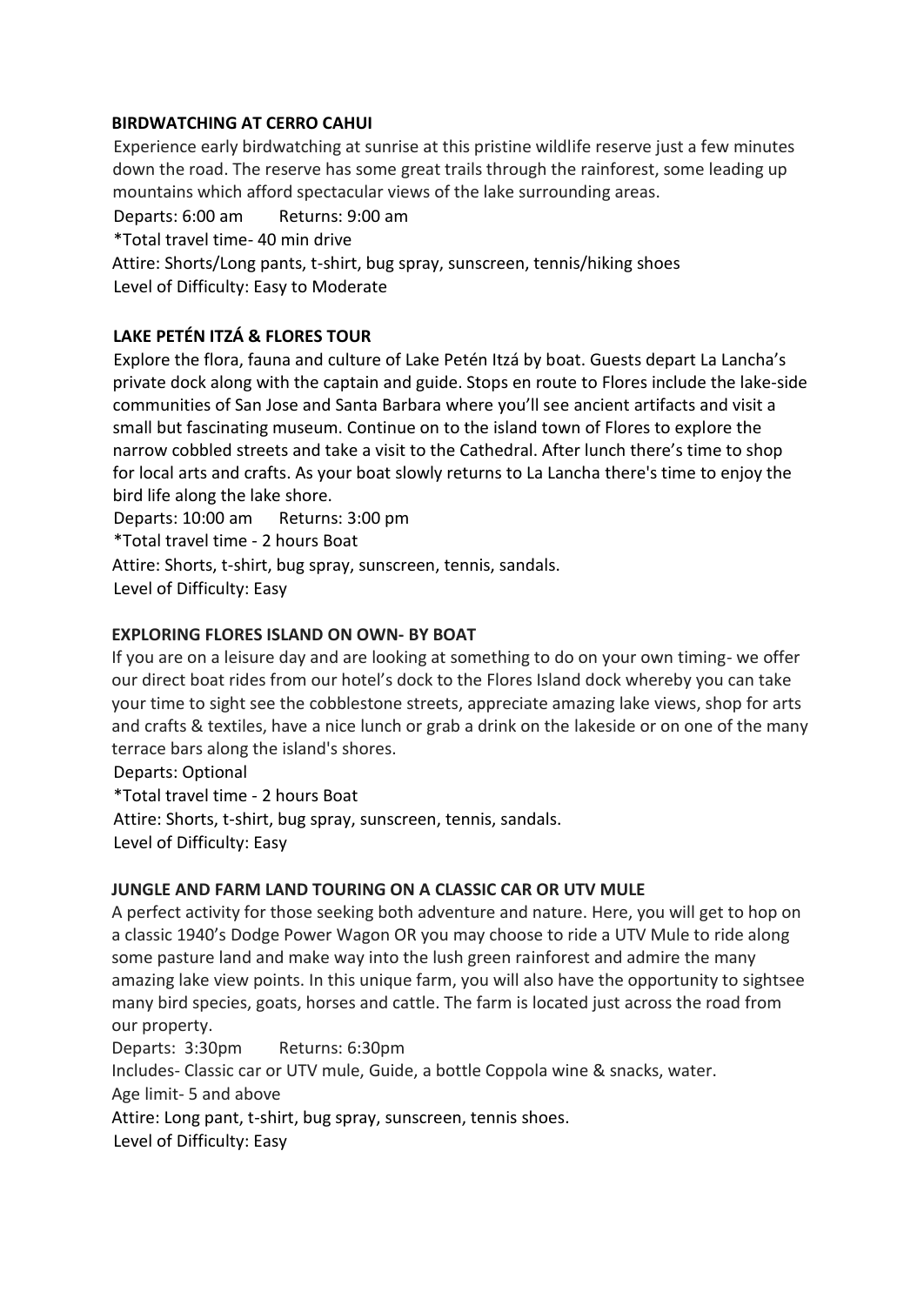## BIRDWATCHING AT CERRO CAHUI

Experience early birdwatching at sunrise at this pristine wildlife reserve just a few minutes down the road. The reserve has some great trails through the rainforest, some leading up mountains which afford spectacular views of the lake surrounding areas.

Departs: 6:00 am Returns: 9:00 am

*Total travel time- 40 min drive

Attire: Shorts/Long pants, t-shirt, bug spray, sunscreen, tennis/hiking shoes

Level of Difficulty: Easy to Moderate

## LAKE PETÉN ITZÁ & FLORES TOUR

Explore the flora, fauna and culture of Lake Petén Itzá by boat. Guests depart La Lancha's private dock along with the captain and guide. Stops en route to Flores include the lake-side communities of San Jose and Santa Barbara where you'll see ancient artifacts and visit a small but fascinating museum. Continue on to the island town of Flores to explore the narrow cobbled streets and take a visit to the Cathedral. After lunch there's time to shop for local arts and crafts. As your boat slowly returns to La Lancha there's time to enjoy the bird life along the lake shore.

Departs: 10:00 am Returns: 3:00 pm

*Total travel time - 2 hours Boat

Attire: Shorts, t-shirt, bug spray, sunscreen, tennis, sandals.

Level of Difficulty: Easy

## EXPLORING FLORES ISLAND ON OWN- BY BOAT

If you are on a leisure day and are looking at something to do on your own timing- we offer our direct boat rides from our hotel's dock to the Flores Island dock whereby you can take your time to sight see the cobblestone streets, appreciate amazing lake views, shop for arts and crafts & textiles, have a nice lunch or grab a drink on the lakeside or on one of the many terrace bars along the island's shores.

Departs: Optional

*Total travel time - 2 hours Boat

Attire: Shorts, t-shirt, bug spray, sunscreen, tennis, sandals.

Level of Difficulty: Easy

## JUNGLE AND FARM LAND TOURING ON A CLASSIC CAR OR UTV MULE

A perfect activity for those seeking both adventure and nature. Here, you will get to hop on a classic 1940's Dodge Power Wagon OR you may choose to ride a UTV Mule to ride along some pasture land and make way into the lush green rainforest and admire the many amazing lake view points. In this unique farm, you will also have the opportunity to sightsee many bird species, goats, horses and cattle. The farm is located just across the road from our property.

Departs: 3:30pm Returns: 6:30pm

Includes- Classic car or UTV mule, Guide, a bottle Coppola wine & snacks, water.

Age limit- 5 and above

Attire: Long pant, t-shirt, bug spray, sunscreen, tennis shoes.

Level of Difficulty: Easy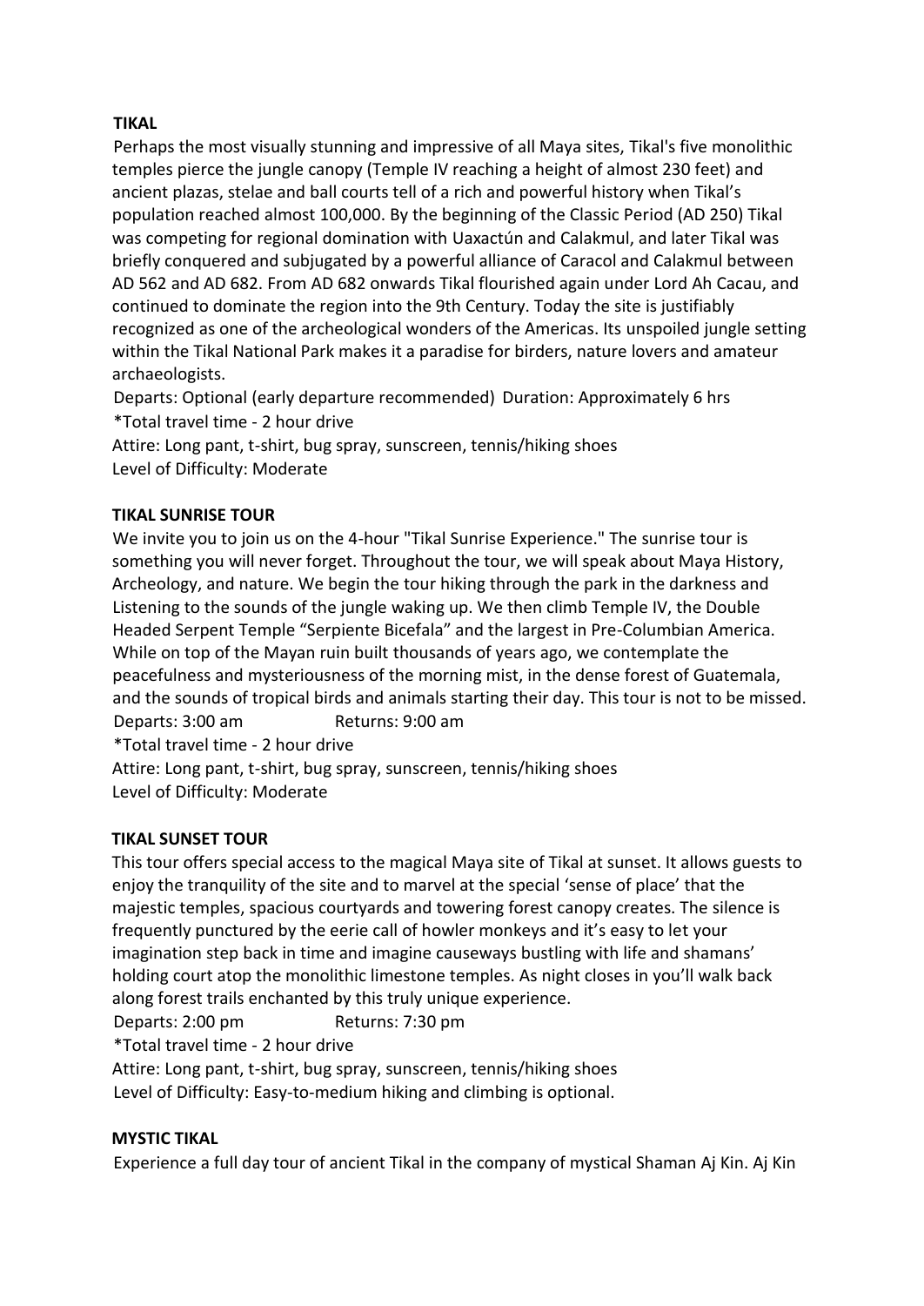## TIKAL

Perhaps the most visually stunning and impressive of all Maya sites, Tikal's five monolithic temples pierce the jungle canopy (Temple IV reaching a height of almost 230 feet) and ancient plazas, stelae and ball courts tell of a rich and powerful history when Tikal's population reached almost 100,000. By the beginning of the Classic Period (AD 250) Tikal was competing for regional domination with Uaxactún and Calakmul, and later Tikal was briefly conquered and subjugated by a powerful alliance of Caracol and Calakmul between AD 562 and AD 682. From AD 682 onwards Tikal flourished again under Lord Ah Cacau, and continued to dominate the region into the 9th Century. Today the site is justifiably recognized as one of the archeological wonders of the Americas. Its unspoiled jungle setting within the Tikal National Park makes it a paradise for birders, nature lovers and amateur archaeologists.

Departs: Optional (early departure recommended) Duration: Approximately 6 hrs

*Total travel time - 2 hour drive

Attire: Long pant, t-shirt, bug spray, sunscreen, tennis/hiking shoes

Level of Difficulty: Moderate

## TIKAL SUNRISE TOUR

We invite you to join us on the 4-hour "Tikal Sunrise Experience." The sunrise tour is something you will never forget. Throughout the tour, we will speak about Maya History, Archeology, and nature. We begin the tour hiking through the park in the darkness and Listening to the sounds of the jungle waking up. We then climb Temple IV, the Double Headed Serpent Temple "Serpiente Bicefala" and the largest in Pre-Columbian America. While on top of the Mayan ruin built thousands of years ago, we contemplate the peacefulness and mysteriousness of the morning mist, in the dense forest of Guatemala, and the sounds of tropical birds and animals starting their day. This tour is not to be missed.

Departs: 3:00 am Returns: 9:00 am

*Total travel time - 2 hour drive

Attire: Long pant, t-shirt, bug spray, sunscreen, tennis/hiking shoes

Level of Difficulty: Moderate

## TIKAL SUNSET TOUR

This tour offers special access to the magical Maya site of Tikal at sunset. It allows guests to enjoy the tranquility of the site and to marvel at the special 'sense of place' that the majestic temples, spacious courtyards and towering forest canopy creates. The silence is frequently punctured by the eerie call of howler monkeys and it's easy to let your imagination step back in time and imagine causeways bustling with life and shamans' holding court atop the monolithic limestone temples. As night closes in you'll walk back along forest trails enchanted by this truly unique experience.

Departs: 2:00 pm Returns: 7:30 pm

*Total travel time - 2 hour drive

Attire: Long pant, t-shirt, bug spray, sunscreen, tennis/hiking shoes

Level of Difficulty: Easy-to-medium hiking and climbing is optional.

## MYSTIC TIKAL

Experience a full day tour of ancient Tikal in the company of mystical Shaman Aj Kin. Aj Kin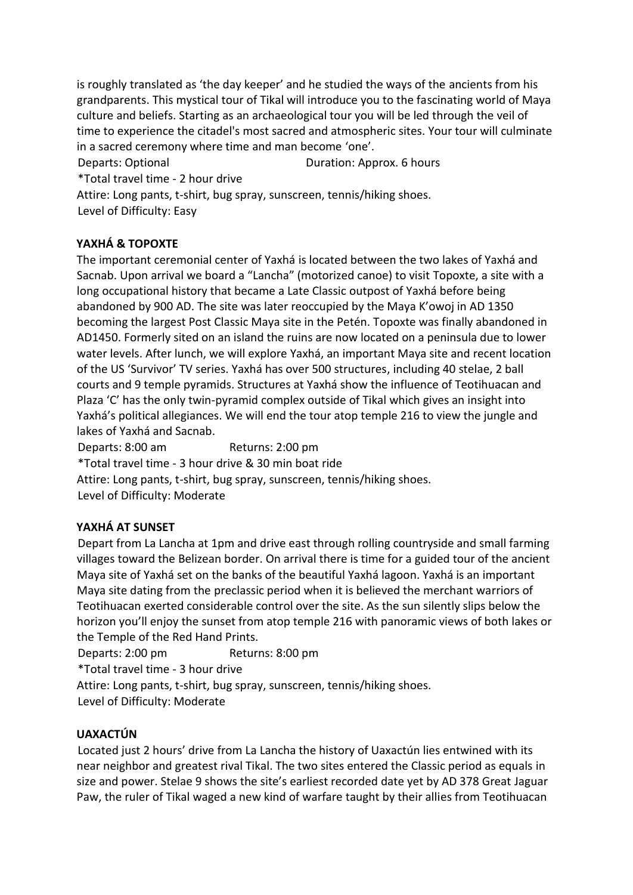is roughly translated as 'the day keeper' and he studied the ways of the ancients from his grandparents. This mystical tour of Tikal will introduce you to the fascinating world of Maya culture and beliefs. Starting as an archaeological tour you will be led through the veil of time to experience the citadel's most sacred and atmospheric sites. Your tour will culminate in a sacred ceremony where time and man become 'one'.

Departs: Optional Duration: Approx. 6 hours

*Total travel time - 2 hour drive

Attire: Long pants, t-shirt, bug spray, sunscreen, tennis/hiking shoes.

Level of Difficulty: Easy

**YAXHÁ & TOPOXTE**

The important ceremonial center of Yaxhá is located between the two lakes of Yaxhá and Sacnab. Upon arrival we board a "Lancha" (motorized canoe) to visit Topoxte, a site with a long occupational history that became a Late Classic outpost of Yaxhá before being abandoned by 900 AD. The site was later reoccupied by the Maya K'owoj in AD 1350 becoming the largest Post Classic Maya site in the Petén. Topoxte was finally abandoned in AD1450. Formerly sited on an island the ruins are now located on a peninsula due to lower water levels. After lunch, we will explore Yaxhá, an important Maya site and recent location of the US 'Survivor' TV series. Yaxhá has over 500 structures, including 40 stelae, 2 ball courts and 9 temple pyramids. Structures at Yaxhá show the influence of Teotihuacan and Plaza 'C' has the only twin-pyramid complex outside of Tikal which gives an insight into Yaxhá's political allegiances. We will end the tour atop temple 216 to view the jungle and lakes of Yaxhá and Sacnab.

Departs: 8:00 am Returns: 2:00 pm

*Total travel time - 3 hour drive & 30 min boat ride

Attire: Long pants, t-shirt, bug spray, sunscreen, tennis/hiking shoes.

Level of Difficulty: Moderate

**YAXHÁ AT SUNSET**

Depart from La Lancha at 1pm and drive east through rolling countryside and small farming villages toward the Belizean border. On arrival there is time for a guided tour of the ancient Maya site of Yaxhá set on the banks of the beautiful Yaxhá lagoon. Yaxhá is an important Maya site dating from the preclassic period when it is believed the merchant warriors of Teotihuacan exerted considerable control over the site. As the sun silently slips below the horizon you'll enjoy the sunset from atop temple 216 with panoramic views of both lakes or the Temple of the Red Hand Prints.

Departs: 2:00 pm Returns: 8:00 pm

*Total travel time - 3 hour drive

Attire: Long pants, t-shirt, bug spray, sunscreen, tennis/hiking shoes.

Level of Difficulty: Moderate

**UAXACTÚN**

Located just 2 hours' drive from La Lancha the history of Uaxactún lies entwined with its near neighbor and greatest rival Tikal. The two sites entered the Classic period as equals in size and power. Stelae 9 shows the site's earliest recorded date yet by AD 378 Great Jaguar Paw, the ruler of Tikal waged a new kind of warfare taught by their allies from Teotihuacan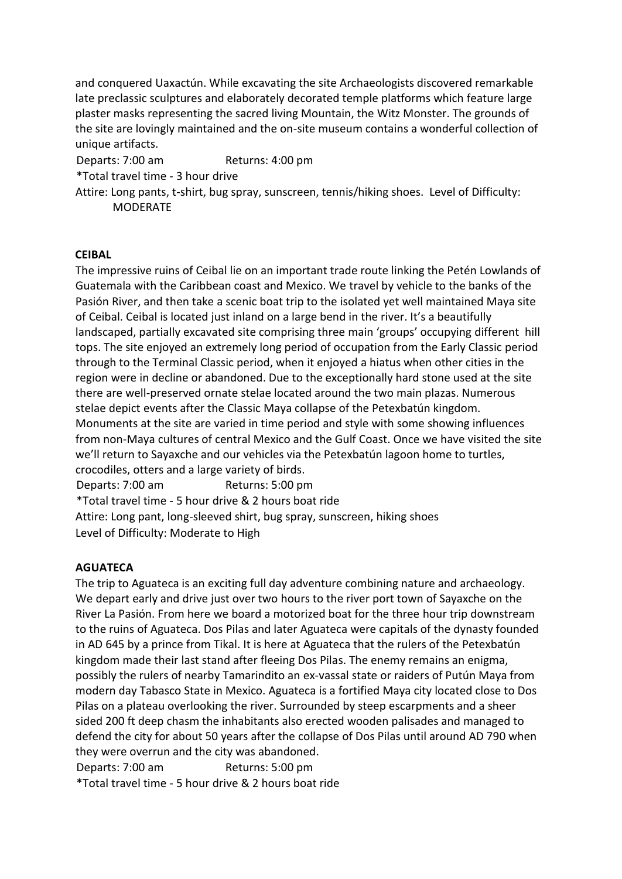and conquered Uaxactún. While excavating the site Archaeologists discovered remarkable late preclassic sculptures and elaborately decorated temple platforms which feature large plaster masks representing the sacred living Mountain, the Witz Monster. The grounds of the site are lovingly maintained and the on-site museum contains a wonderful collection of unique artifacts.

Departs: 7:00 am Returns: 4:00 pm

*Total travel time - 3 hour drive

Attire: Long pants, t-shirt, bug spray, sunscreen, tennis/hiking shoes. Level of Difficulty: MODERATE

**CEIBAL**

The impressive ruins of Ceibal lie on an important trade route linking the Petén Lowlands of Guatemala with the Caribbean coast and Mexico. We travel by vehicle to the banks of the Pasión River, and then take a scenic boat trip to the isolated yet well maintained Maya site of Ceibal. Ceibal is located just inland on a large bend in the river. It's a beautifully landscaped, partially excavated site comprising three main 'groups' occupying different hill tops. The site enjoyed an extremely long period of occupation from the Early Classic period through to the Terminal Classic period, when it enjoyed a hiatus when other cities in the region were in decline or abandoned. Due to the exceptionally hard stone used at the site there are well-preserved ornate stelae located around the two main plazas. Numerous stelae depict events after the Classic Maya collapse of the Petexbatún kingdom. Monuments at the site are varied in time period and style with some showing influences from non-Maya cultures of central Mexico and the Gulf Coast. Once we have visited the site we'll return to Sayaxche and our vehicles via the Petexbatún lagoon home to turtles, crocodiles, otters and a large variety of birds.

Departs: 7:00 am Returns: 5:00 pm

*Total travel time - 5 hour drive & 2 hours boat ride

Attire: Long pant, long-sleeved shirt, bug spray, sunscreen, hiking shoes

Level of Difficulty: Moderate to High

**AGUATECA**

The trip to Aguateca is an exciting full day adventure combining nature and archaeology. We depart early and drive just over two hours to the river port town of Sayaxche on the River La Pasión. From here we board a motorized boat for the three hour trip downstream to the ruins of Aguateca. Dos Pilas and later Aguateca were capitals of the dynasty founded in AD 645 by a prince from Tikal. It is here at Aguateca that the rulers of the Petexbatún kingdom made their last stand after fleeing Dos Pilas. The enemy remains an enigma, possibly the rulers of nearby Tamarindito an ex-vassal state or raiders of Putún Maya from modern day Tabasco State in Mexico. Aguateca is a fortified Maya city located close to Dos Pilas on a plateau overlooking the river. Surrounded by steep escarpments and a sheer sided 200 ft deep chasm the inhabitants also erected wooden palisades and managed to defend the city for about 50 years after the collapse of Dos Pilas until around AD 790 when they were overrun and the city was abandoned.

Departs: 7:00 am Returns: 5:00 pm

*Total travel time - 5 hour drive & 2 hours boat ride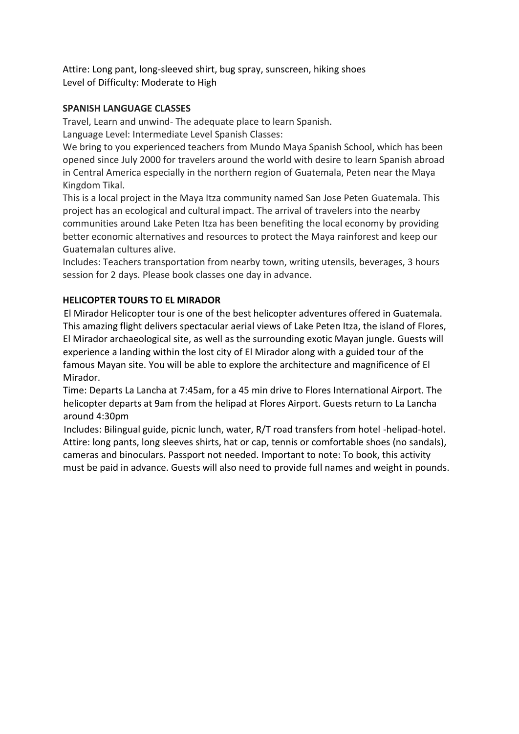Attire: Long pant, long-sleeved shirt, bug spray, sunscreen, hiking shoes
Level of Difficulty: Moderate to High

**SPANISH LANGUAGE CLASSES**

Travel, Learn and unwind- The adequate place to learn Spanish.
Language Level: Intermediate Level Spanish Classes:
We bring to you experienced teachers from Mundo Maya Spanish School, which has been opened since July 2000 for travelers around the world with desire to learn Spanish abroad in Central America especially in the northern region of Guatemala, Peten near the Maya Kingdom Tikal.
This is a local project in the Maya Itza community named San Jose Peten Guatemala. This project has an ecological and cultural impact. The arrival of travelers into the nearby communities around Lake Peten Itza has been benefiting the local economy by providing better economic alternatives and resources to protect the Maya rainforest and keep our Guatemalan cultures alive.
Includes: Teachers transportation from nearby town, writing utensils, beverages, 3 hours session for 2 days. Please book classes one day in advance.

**HELICOPTER TOURS TO EL MIRADOR**

El Mirador Helicopter tour is one of the best helicopter adventures offered in Guatemala. This amazing flight delivers spectacular aerial views of Lake Peten Itza, the island of Flores, El Mirador archaeological site, as well as the surrounding exotic Mayan jungle. Guests will experience a landing within the lost city of El Mirador along with a guided tour of the famous Mayan site. You will be able to explore the architecture and magnificence of El Mirador.
Time: Departs La Lancha at 7:45am, for a 45 min drive to Flores International Airport. The helicopter departs at 9am from the helipad at Flores Airport. Guests return to La Lancha around 4:30pm
Includes: Bilingual guide, picnic lunch, water, R/T road transfers from hotel -helipad-hotel.
Attire: long pants, long sleeves shirts, hat or cap, tennis or comfortable shoes (no sandals), cameras and binoculars. Passport not needed. Important to note: To book, this activity must be paid in advance. Guests will also need to provide full names and weight in pounds.